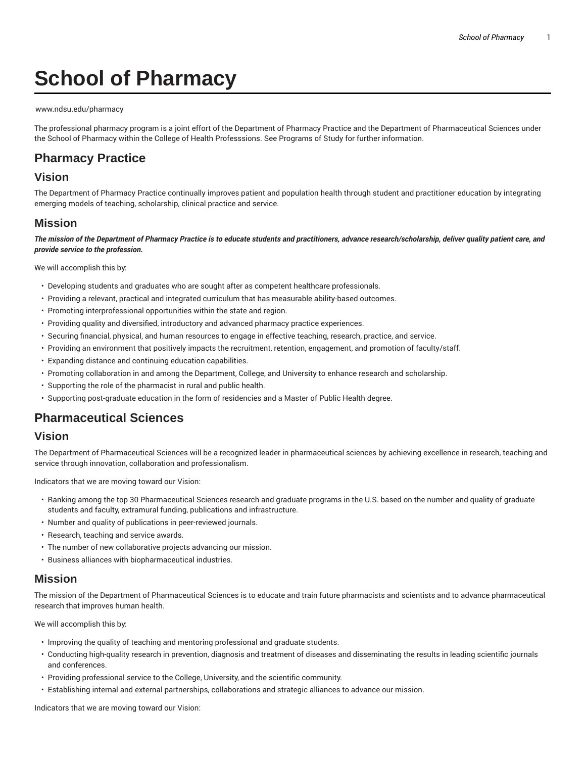# School of Pharmacy

www.ndsu.edu/pharmacy

The professional pharmacy program is a joint effort of the Department of Pharmacy Practice and the Department of Pharmaceutical Sciences under the School of Pharmacy within the College of Health Professsions. See Programs of Study for further information.

## Pharmacy Practice

## Vision

The Department of Pharmacy Practice continually improves patient and population health through student and practitioner education by integrating emerging models of teaching, scholarship, clinical practice and service.

## Mission

***The mission of the Department of Pharmacy Practice is to educate students and practitioners, advance research/scholarship, deliver quality patient care, and provide service to the profession.***

We will accomplish this by:

- Developing students and graduates who are sought after as competent healthcare professionals.
- Providing a relevant, practical and integrated curriculum that has measurable ability-based outcomes.
- Promoting interprofessional opportunities within the state and region.
- Providing quality and diversified, introductory and advanced pharmacy practice experiences.
- Securing financial, physical, and human resources to engage in effective teaching, research, practice, and service.
- Providing an environment that positively impacts the recruitment, retention, engagement, and promotion of faculty/staff.
- Expanding distance and continuing education capabilities.
- Promoting collaboration in and among the Department, College, and University to enhance research and scholarship.
- Supporting the role of the pharmacist in rural and public health.
- Supporting post-graduate education in the form of residencies and a Master of Public Health degree.

## Pharmaceutical Sciences

## Vision

The Department of Pharmaceutical Sciences will be a recognized leader in pharmaceutical sciences by achieving excellence in research, teaching and service through innovation, collaboration and professionalism.

Indicators that we are moving toward our Vision:

- Ranking among the top 30 Pharmaceutical Sciences research and graduate programs in the U.S. based on the number and quality of graduate students and faculty, extramural funding, publications and infrastructure.
- Number and quality of publications in peer-reviewed journals.
- Research, teaching and service awards.
- The number of new collaborative projects advancing our mission.
- Business alliances with biopharmaceutical industries.

## Mission

The mission of the Department of Pharmaceutical Sciences is to educate and train future pharmacists and scientists and to advance pharmaceutical research that improves human health.

We will accomplish this by:

- Improving the quality of teaching and mentoring professional and graduate students.
- Conducting high-quality research in prevention, diagnosis and treatment of diseases and disseminating the results in leading scientific journals and conferences.
- Providing professional service to the College, University, and the scientific community.
- Establishing internal and external partnerships, collaborations and strategic alliances to advance our mission.

Indicators that we are moving toward our Vision: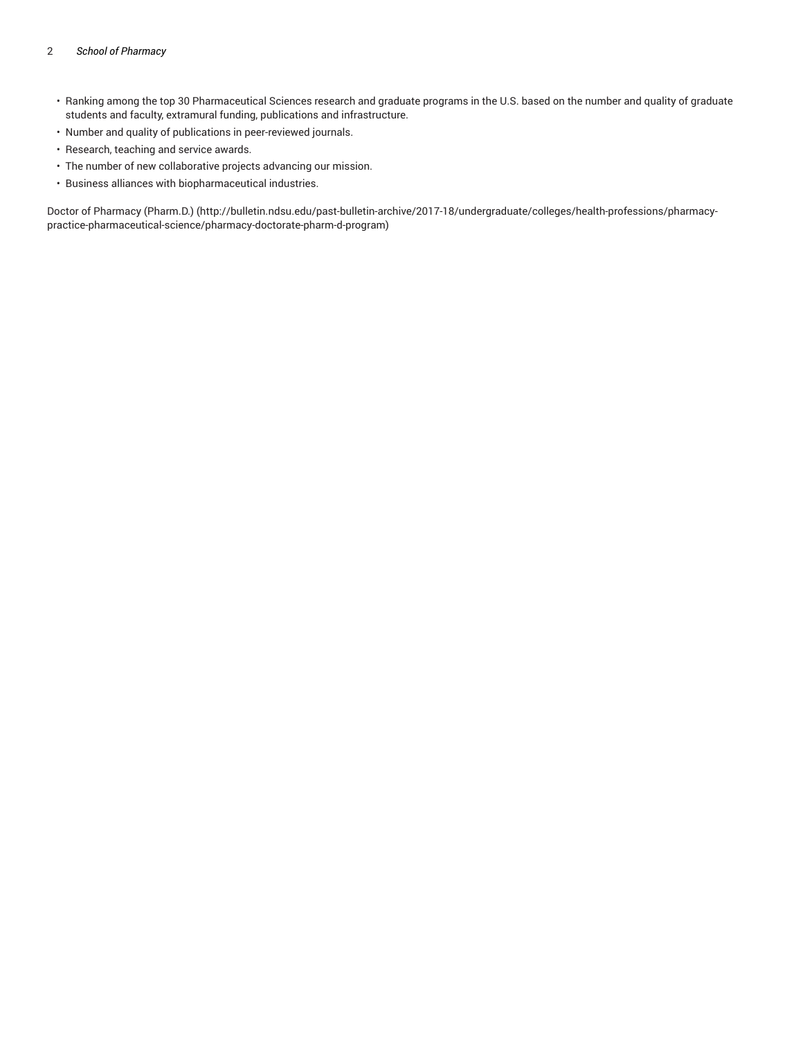- Ranking among the top 30 Pharmaceutical Sciences research and graduate programs in the U.S. based on the number and quality of graduate students and faculty, extramural funding, publications and infrastructure.
- Number and quality of publications in peer-reviewed journals.
- Research, teaching and service awards.
- The number of new collaborative projects advancing our mission.
- Business alliances with biopharmaceutical industries.

Doctor of Pharmacy (Pharm.D.) (http://bulletin.ndsu.edu/past-bulletin-archive/2017-18/undergraduate/colleges/health-professions/pharmacy-practice-pharmaceutical-science/pharmacy-doctorate-pharm-d-program)